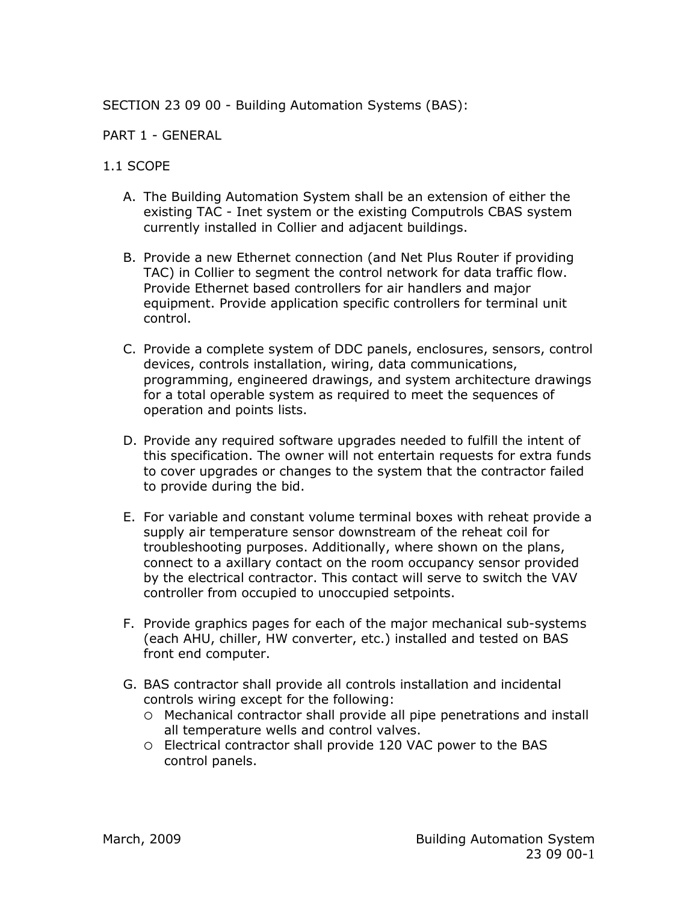# SECTION 23 09 00 - Building Automation Systems (BAS):

## PART 1 - GENERAL

### 1.1 SCOPE

A. The Building Automation System shall be an extension of either the existing TAC - Inet system or the existing Computrols CBAS system currently installed in Collier and adjacent buildings.

B. Provide a new Ethernet connection (and Net Plus Router if providing TAC) in Collier to segment the control network for data traffic flow. Provide Ethernet based controllers for air handlers and major equipment. Provide application specific controllers for terminal unit control.

C. Provide a complete system of DDC panels, enclosures, sensors, control devices, controls installation, wiring, data communications, programming, engineered drawings, and system architecture drawings for a total operable system as required to meet the sequences of operation and points lists.

D. Provide any required software upgrades needed to fulfill the intent of this specification. The owner will not entertain requests for extra funds to cover upgrades or changes to the system that the contractor failed to provide during the bid.

E. For variable and constant volume terminal boxes with reheat provide a supply air temperature sensor downstream of the reheat coil for troubleshooting purposes. Additionally, where shown on the plans, connect to a axillary contact on the room occupancy sensor provided by the electrical contractor. This contact will serve to switch the VAV controller from occupied to unoccupied setpoints.

F. Provide graphics pages for each of the major mechanical sub-systems (each AHU, chiller, HW converter, etc.) installed and tested on BAS front end computer.

G. BAS contractor shall provide all controls installation and incidental controls wiring except for the following:
   - Mechanical contractor shall provide all pipe penetrations and install all temperature wells and control valves.
   - Electrical contractor shall provide 120 VAC power to the BAS control panels.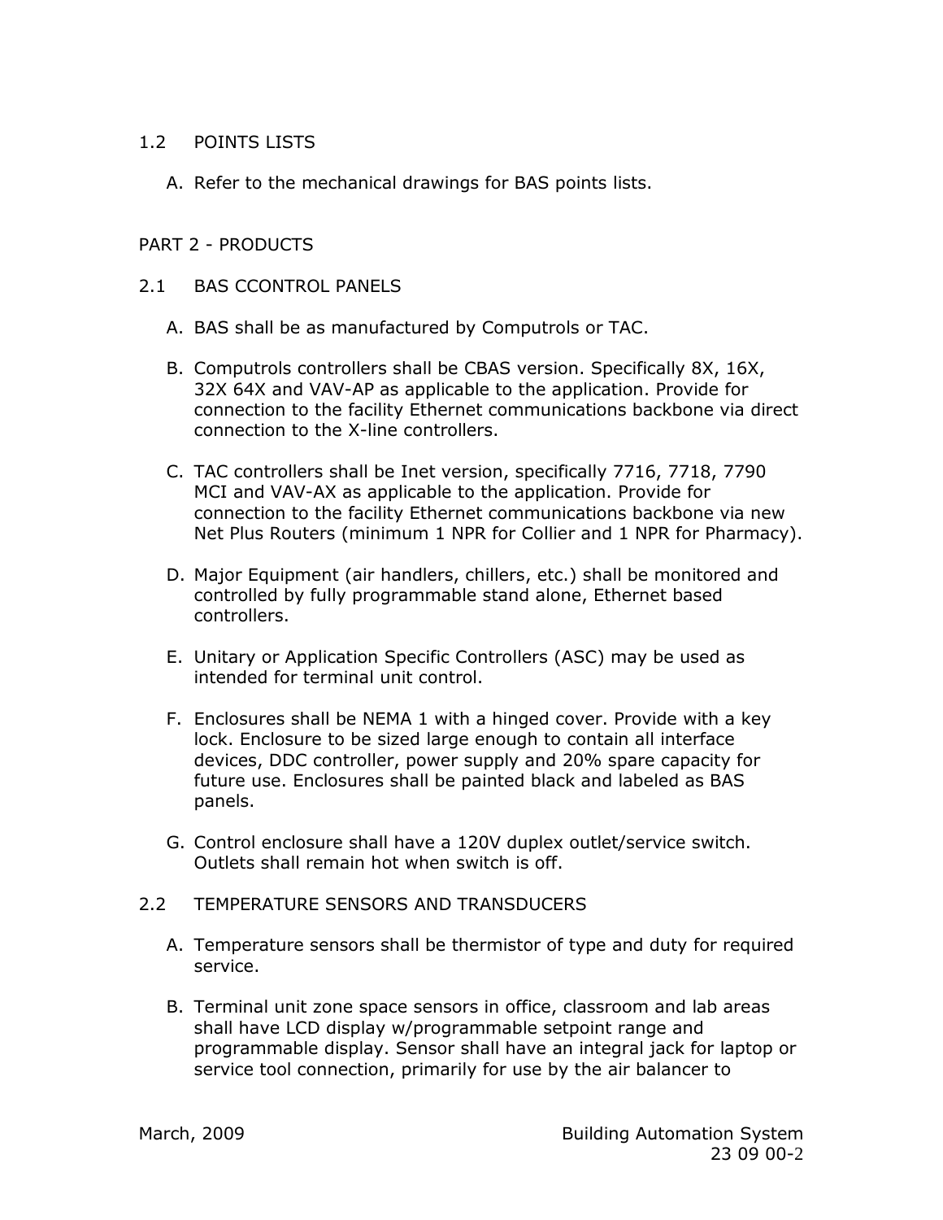## 1.2 POINTS LISTS

A. Refer to the mechanical drawings for BAS points lists.

# PART 2 - PRODUCTS

## 2.1 BAS CCONTROL PANELS

A. BAS shall be as manufactured by Computrols or TAC.

B. Computrols controllers shall be CBAS version. Specifically 8X, 16X, 32X 64X and VAV-AP as applicable to the application. Provide for connection to the facility Ethernet communications backbone via direct connection to the X-line controllers.

C. TAC controllers shall be Inet version, specifically 7716, 7718, 7790 MCI and VAV-AX as applicable to the application. Provide for connection to the facility Ethernet communications backbone via new Net Plus Routers (minimum 1 NPR for Collier and 1 NPR for Pharmacy).

D. Major Equipment (air handlers, chillers, etc.) shall be monitored and controlled by fully programmable stand alone, Ethernet based controllers.

E. Unitary or Application Specific Controllers (ASC) may be used as intended for terminal unit control.

F. Enclosures shall be NEMA 1 with a hinged cover. Provide with a key lock. Enclosure to be sized large enough to contain all interface devices, DDC controller, power supply and 20% spare capacity for future use. Enclosures shall be painted black and labeled as BAS panels.

G. Control enclosure shall have a 120V duplex outlet/service switch. Outlets shall remain hot when switch is off.

## 2.2 TEMPERATURE SENSORS AND TRANSDUCERS

A. Temperature sensors shall be thermistor of type and duty for required service.

B. Terminal unit zone space sensors in office, classroom and lab areas shall have LCD display w/programmable setpoint range and programmable display. Sensor shall have an integral jack for laptop or service tool connection, primarily for use by the air balancer to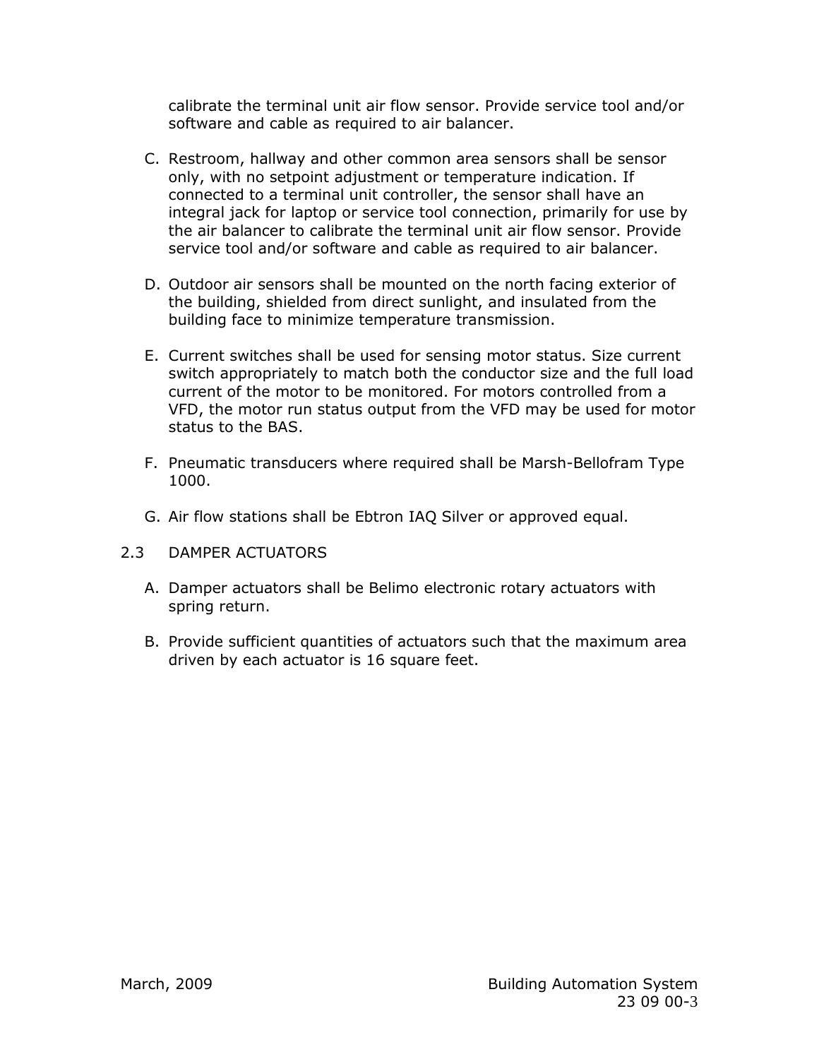calibrate the terminal unit air flow sensor. Provide service tool and/or software and cable as required to air balancer.

C. Restroom, hallway and other common area sensors shall be sensor only, with no setpoint adjustment or temperature indication. If connected to a terminal unit controller, the sensor shall have an integral jack for laptop or service tool connection, primarily for use by the air balancer to calibrate the terminal unit air flow sensor. Provide service tool and/or software and cable as required to air balancer.

D. Outdoor air sensors shall be mounted on the north facing exterior of the building, shielded from direct sunlight, and insulated from the building face to minimize temperature transmission.

E. Current switches shall be used for sensing motor status. Size current switch appropriately to match both the conductor size and the full load current of the motor to be monitored. For motors controlled from a VFD, the motor run status output from the VFD may be used for motor status to the BAS.

F. Pneumatic transducers where required shall be Marsh-Bellofram Type 1000.

G. Air flow stations shall be Ebtron IAQ Silver or approved equal.

## 2.3 DAMPER ACTUATORS

A. Damper actuators shall be Belimo electronic rotary actuators with spring return.

B. Provide sufficient quantities of actuators such that the maximum area driven by each actuator is 16 square feet.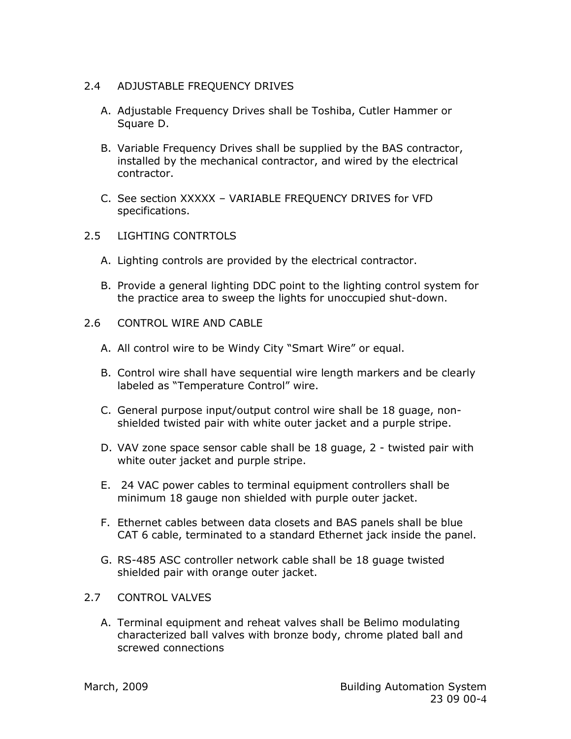## 2.4 ADJUSTABLE FREQUENCY DRIVES

A. Adjustable Frequency Drives shall be Toshiba, Cutler Hammer or Square D.

B. Variable Frequency Drives shall be supplied by the BAS contractor, installed by the mechanical contractor, and wired by the electrical contractor.

C. See section XXXXX – VARIABLE FREQUENCY DRIVES for VFD specifications.

## 2.5 LIGHTING CONTRTOLS

A. Lighting controls are provided by the electrical contractor.

B. Provide a general lighting DDC point to the lighting control system for the practice area to sweep the lights for unoccupied shut-down.

## 2.6 CONTROL WIRE AND CABLE

A. All control wire to be Windy City "Smart Wire" or equal.

B. Control wire shall have sequential wire length markers and be clearly labeled as "Temperature Control" wire.

C. General purpose input/output control wire shall be 18 guage, non-shielded twisted pair with white outer jacket and a purple stripe.

D. VAV zone space sensor cable shall be 18 guage, 2 - twisted pair with white outer jacket and purple stripe.

E. 24 VAC power cables to terminal equipment controllers shall be minimum 18 gauge non shielded with purple outer jacket.

F. Ethernet cables between data closets and BAS panels shall be blue CAT 6 cable, terminated to a standard Ethernet jack inside the panel.

G. RS-485 ASC controller network cable shall be 18 guage twisted shielded pair with orange outer jacket.

## 2.7 CONTROL VALVES

A. Terminal equipment and reheat valves shall be Belimo modulating characterized ball valves with bronze body, chrome plated ball and screwed connections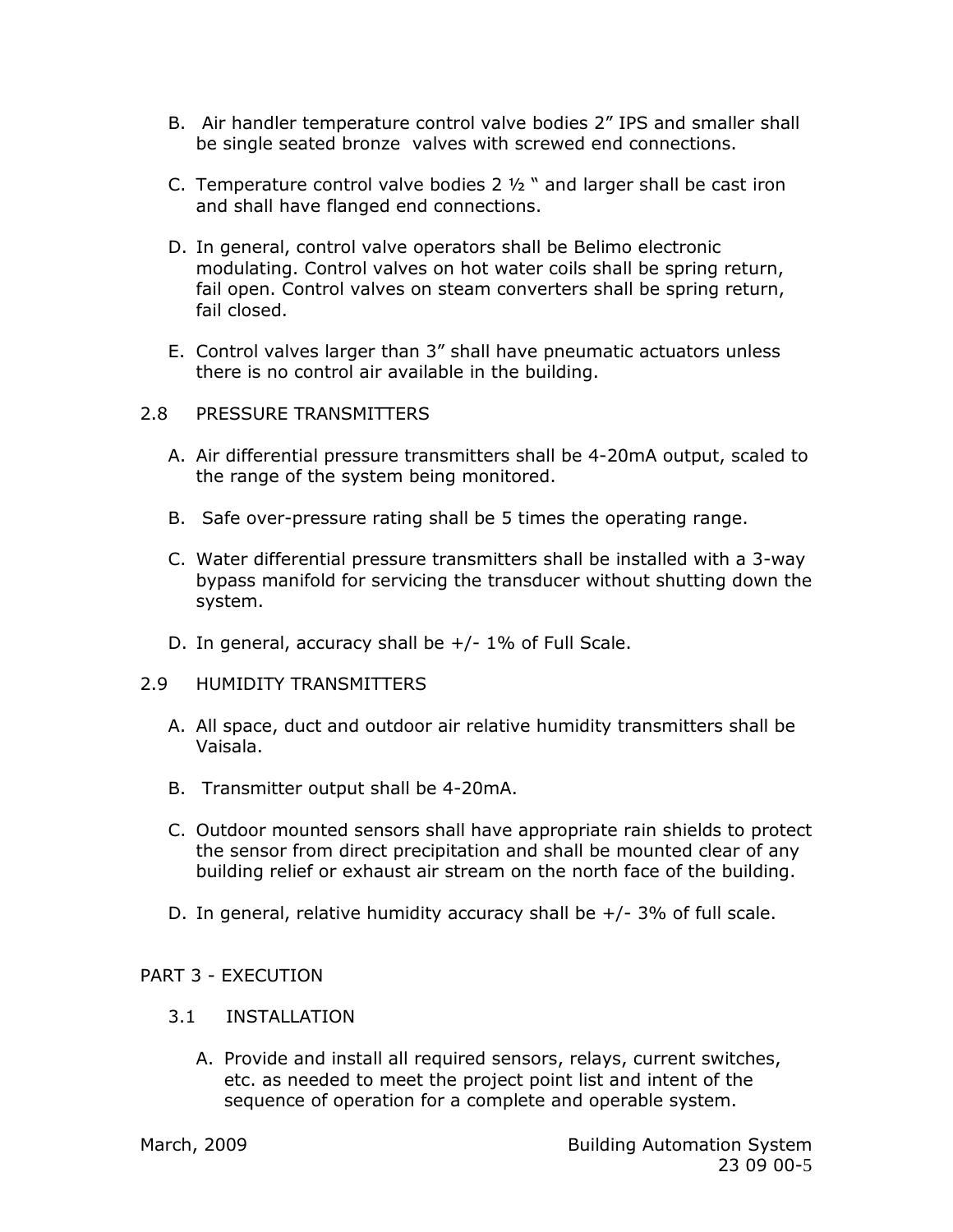B. Air handler temperature control valve bodies 2" IPS and smaller shall be single seated bronze valves with screwed end connections.

C. Temperature control valve bodies 2 ½ " and larger shall be cast iron and shall have flanged end connections.

D. In general, control valve operators shall be Belimo electronic modulating. Control valves on hot water coils shall be spring return, fail open. Control valves on steam converters shall be spring return, fail closed.

E. Control valves larger than 3" shall have pneumatic actuators unless there is no control air available in the building.

## 2.8 PRESSURE TRANSMITTERS

A. Air differential pressure transmitters shall be 4-20mA output, scaled to the range of the system being monitored.

B. Safe over-pressure rating shall be 5 times the operating range.

C. Water differential pressure transmitters shall be installed with a 3-way bypass manifold for servicing the transducer without shutting down the system.

D. In general, accuracy shall be +/- 1% of Full Scale.

## 2.9 HUMIDITY TRANSMITTERS

A. All space, duct and outdoor air relative humidity transmitters shall be Vaisala.

B. Transmitter output shall be 4-20mA.

C. Outdoor mounted sensors shall have appropriate rain shields to protect the sensor from direct precipitation and shall be mounted clear of any building relief or exhaust air stream on the north face of the building.

D. In general, relative humidity accuracy shall be +/- 3% of full scale.

# PART 3 - EXECUTION

## 3.1 INSTALLATION

A. Provide and install all required sensors, relays, current switches, etc. as needed to meet the project point list and intent of the sequence of operation for a complete and operable system.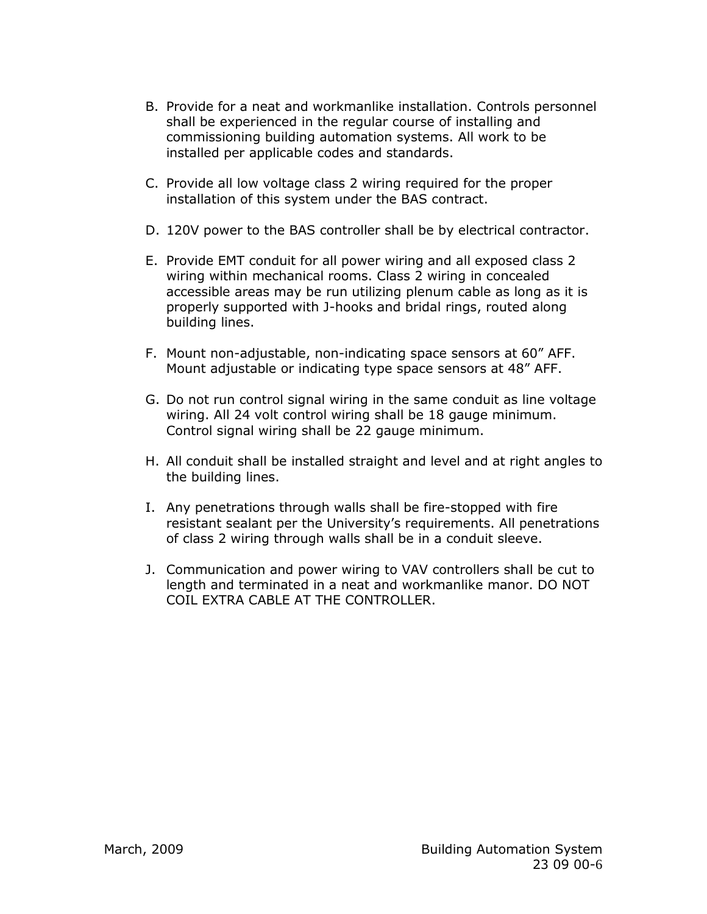B. Provide for a neat and workmanlike installation. Controls personnel shall be experienced in the regular course of installing and commissioning building automation systems. All work to be installed per applicable codes and standards.

C. Provide all low voltage class 2 wiring required for the proper installation of this system under the BAS contract.

D. 120V power to the BAS controller shall be by electrical contractor.

E. Provide EMT conduit for all power wiring and all exposed class 2 wiring within mechanical rooms. Class 2 wiring in concealed accessible areas may be run utilizing plenum cable as long as it is properly supported with J-hooks and bridal rings, routed along building lines.

F. Mount non-adjustable, non-indicating space sensors at 60" AFF. Mount adjustable or indicating type space sensors at 48" AFF.

G. Do not run control signal wiring in the same conduit as line voltage wiring. All 24 volt control wiring shall be 18 gauge minimum. Control signal wiring shall be 22 gauge minimum.

H. All conduit shall be installed straight and level and at right angles to the building lines.

I. Any penetrations through walls shall be fire-stopped with fire resistant sealant per the University's requirements. All penetrations of class 2 wiring through walls shall be in a conduit sleeve.

J. Communication and power wiring to VAV controllers shall be cut to length and terminated in a neat and workmanlike manor. DO NOT COIL EXTRA CABLE AT THE CONTROLLER.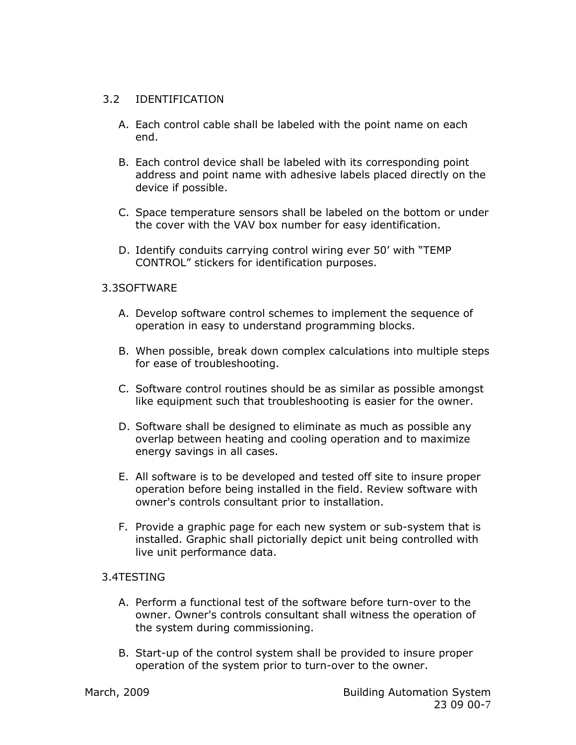## 3.2 IDENTIFICATION

A. Each control cable shall be labeled with the point name on each end.

B. Each control device shall be labeled with its corresponding point address and point name with adhesive labels placed directly on the device if possible.

C. Space temperature sensors shall be labeled on the bottom or under the cover with the VAV box number for easy identification.

D. Identify conduits carrying control wiring ever 50’ with “TEMP CONTROL” stickers for identification purposes.

## 3.3SOFTWARE

A. Develop software control schemes to implement the sequence of operation in easy to understand programming blocks.

B. When possible, break down complex calculations into multiple steps for ease of troubleshooting.

C. Software control routines should be as similar as possible amongst like equipment such that troubleshooting is easier for the owner.

D. Software shall be designed to eliminate as much as possible any overlap between heating and cooling operation and to maximize energy savings in all cases.

E. All software is to be developed and tested off site to insure proper operation before being installed in the field. Review software with owner's controls consultant prior to installation.

F. Provide a graphic page for each new system or sub-system that is installed. Graphic shall pictorially depict unit being controlled with live unit performance data.

## 3.4TESTING

A. Perform a functional test of the software before turn-over to the owner. Owner's controls consultant shall witness the operation of the system during commissioning.

B. Start-up of the control system shall be provided to insure proper operation of the system prior to turn-over to the owner.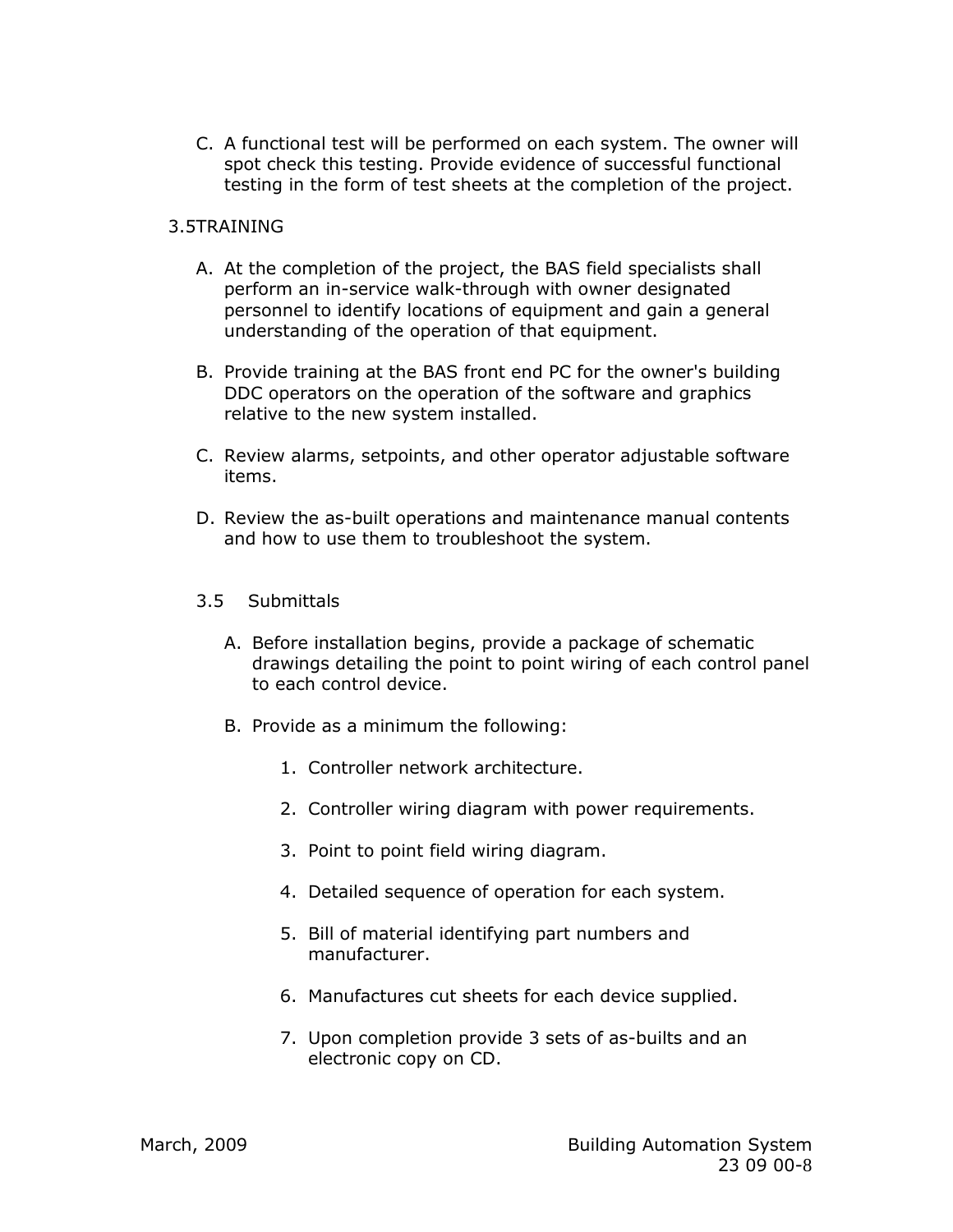C. A functional test will be performed on each system. The owner will spot check this testing. Provide evidence of successful functional testing in the form of test sheets at the completion of the project.

3.5TRAINING

A. At the completion of the project, the BAS field specialists shall perform an in-service walk-through with owner designated personnel to identify locations of equipment and gain a general understanding of the operation of that equipment.

B. Provide training at the BAS front end PC for the owner's building DDC operators on the operation of the software and graphics relative to the new system installed.

C. Review alarms, setpoints, and other operator adjustable software items.

D. Review the as-built operations and maintenance manual contents and how to use them to troubleshoot the system.

3.5 Submittals

A. Before installation begins, provide a package of schematic drawings detailing the point to point wiring of each control panel to each control device.

B. Provide as a minimum the following:

1. Controller network architecture.

2. Controller wiring diagram with power requirements.

3. Point to point field wiring diagram.

4. Detailed sequence of operation for each system.

5. Bill of material identifying part numbers and manufacturer.

6. Manufactures cut sheets for each device supplied.

7. Upon completion provide 3 sets of as-builts and an electronic copy on CD.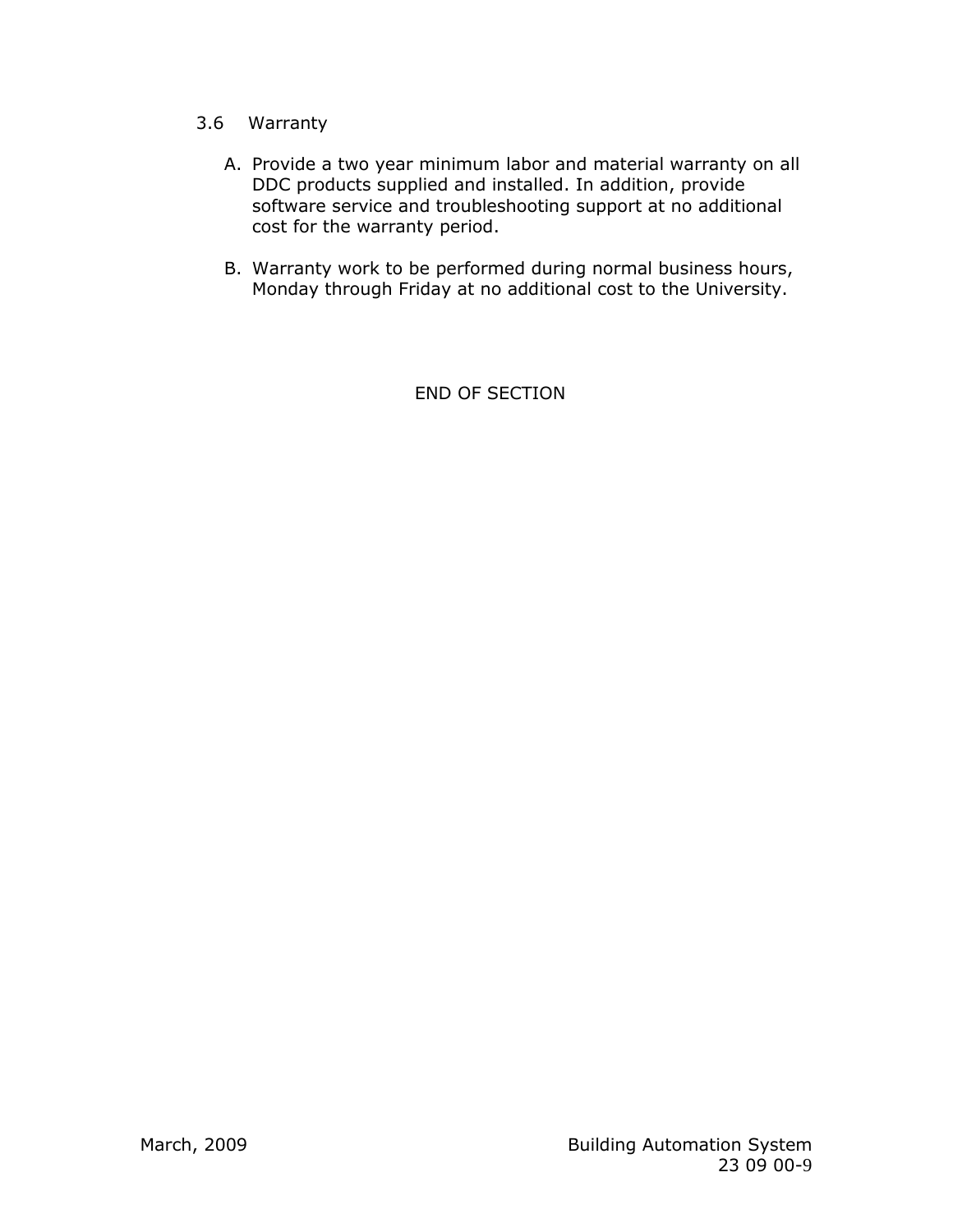### 3.6 Warranty

A. Provide a two year minimum labor and material warranty on all DDC products supplied and installed. In addition, provide software service and troubleshooting support at no additional cost for the warranty period.

B. Warranty work to be performed during normal business hours, Monday through Friday at no additional cost to the University.

END OF SECTION